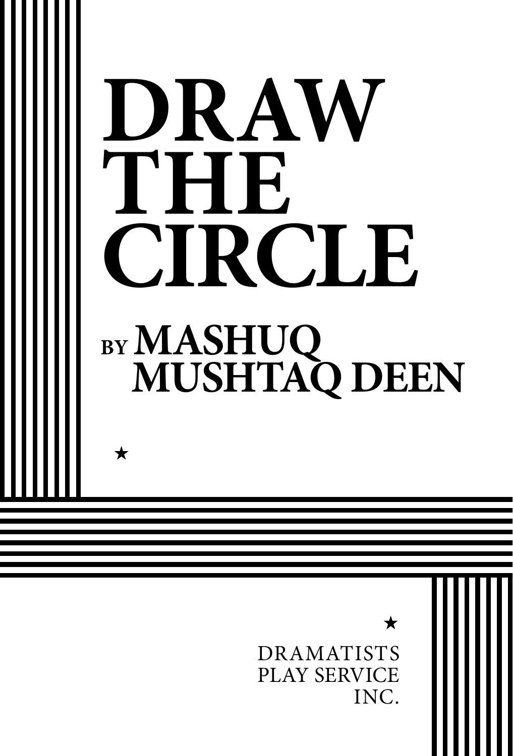# DRAW THE CIRCLE

## BY MASHUQ MUSHTAQ DEEN

★

★

DRAMATISTS PLAY SERVICE INC.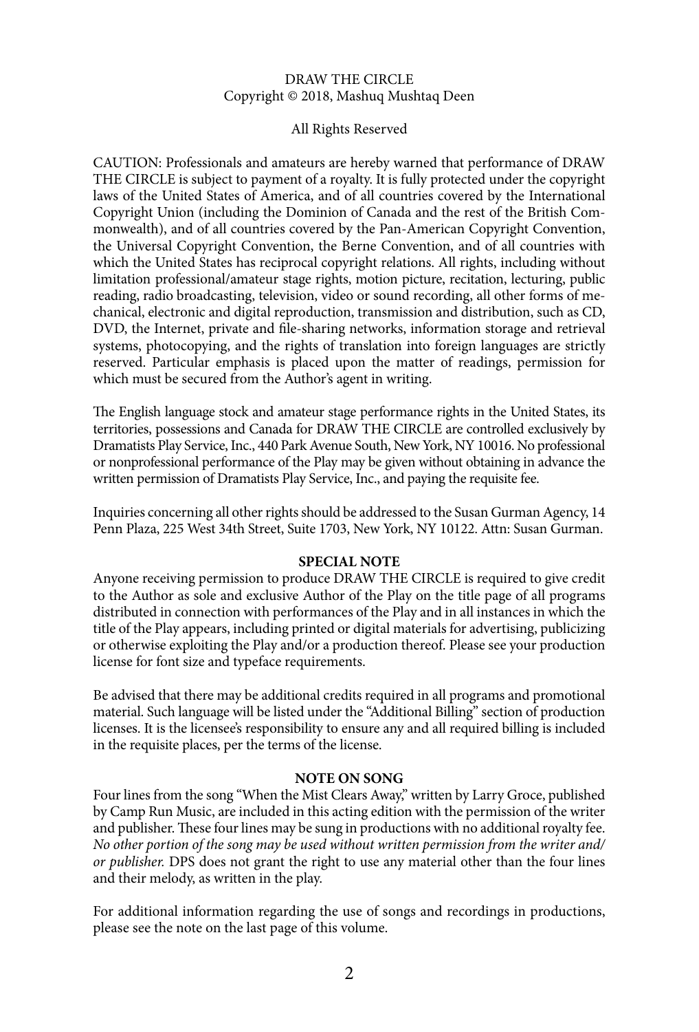DRAW THE CIRCLE
Copyright © 2018, Mashuq Mushtaq Deen

All Rights Reserved

CAUTION: Professionals and amateurs are hereby warned that performance of DRAW THE CIRCLE is subject to payment of a royalty. It is fully protected under the copyright laws of the United States of America, and of all countries covered by the International Copyright Union (including the Dominion of Canada and the rest of the British Commonwealth), and of all countries covered by the Pan-American Copyright Convention, the Universal Copyright Convention, the Berne Convention, and of all countries with which the United States has reciprocal copyright relations. All rights, including without limitation professional/amateur stage rights, motion picture, recitation, lecturing, public reading, radio broadcasting, television, video or sound recording, all other forms of mechanical, electronic and digital reproduction, transmission and distribution, such as CD, DVD, the Internet, private and file-sharing networks, information storage and retrieval systems, photocopying, and the rights of translation into foreign languages are strictly reserved. Particular emphasis is placed upon the matter of readings, permission for which must be secured from the Author's agent in writing.

The English language stock and amateur stage performance rights in the United States, its territories, possessions and Canada for DRAW THE CIRCLE are controlled exclusively by Dramatists Play Service, Inc., 440 Park Avenue South, New York, NY 10016. No professional or nonprofessional performance of the Play may be given without obtaining in advance the written permission of Dramatists Play Service, Inc., and paying the requisite fee.

Inquiries concerning all other rights should be addressed to the Susan Gurman Agency, 14 Penn Plaza, 225 West 34th Street, Suite 1703, New York, NY 10122. Attn: Susan Gurman.

**SPECIAL NOTE**

Anyone receiving permission to produce DRAW THE CIRCLE is required to give credit to the Author as sole and exclusive Author of the Play on the title page of all programs distributed in connection with performances of the Play and in all instances in which the title of the Play appears, including printed or digital materials for advertising, publicizing or otherwise exploiting the Play and/or a production thereof. Please see your production license for font size and typeface requirements.

Be advised that there may be additional credits required in all programs and promotional material. Such language will be listed under the "Additional Billing" section of production licenses. It is the licensee's responsibility to ensure any and all required billing is included in the requisite places, per the terms of the license.

**NOTE ON SONG**

Four lines from the song "When the Mist Clears Away," written by Larry Groce, published by Camp Run Music, are included in this acting edition with the permission of the writer and publisher. These four lines may be sung in productions with no additional royalty fee. *No other portion of the song may be used without written permission from the writer and/or publisher.* DPS does not grant the right to use any material other than the four lines and their melody, as written in the play.

For additional information regarding the use of songs and recordings in productions, please see the note on the last page of this volume.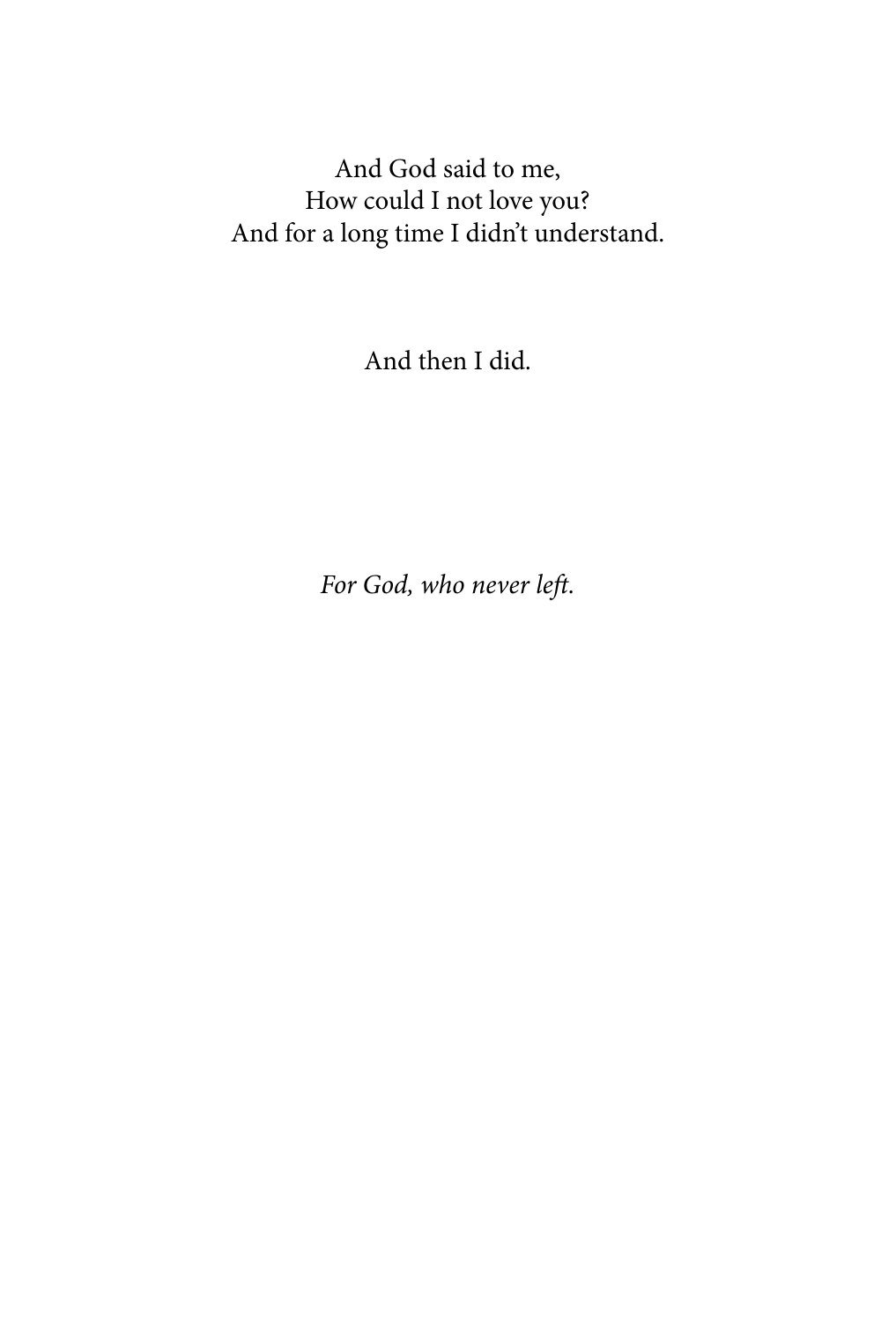And God said to me,
How could I not love you?
And for a long time I didn't understand.

And then I did.

*For God, who never left.*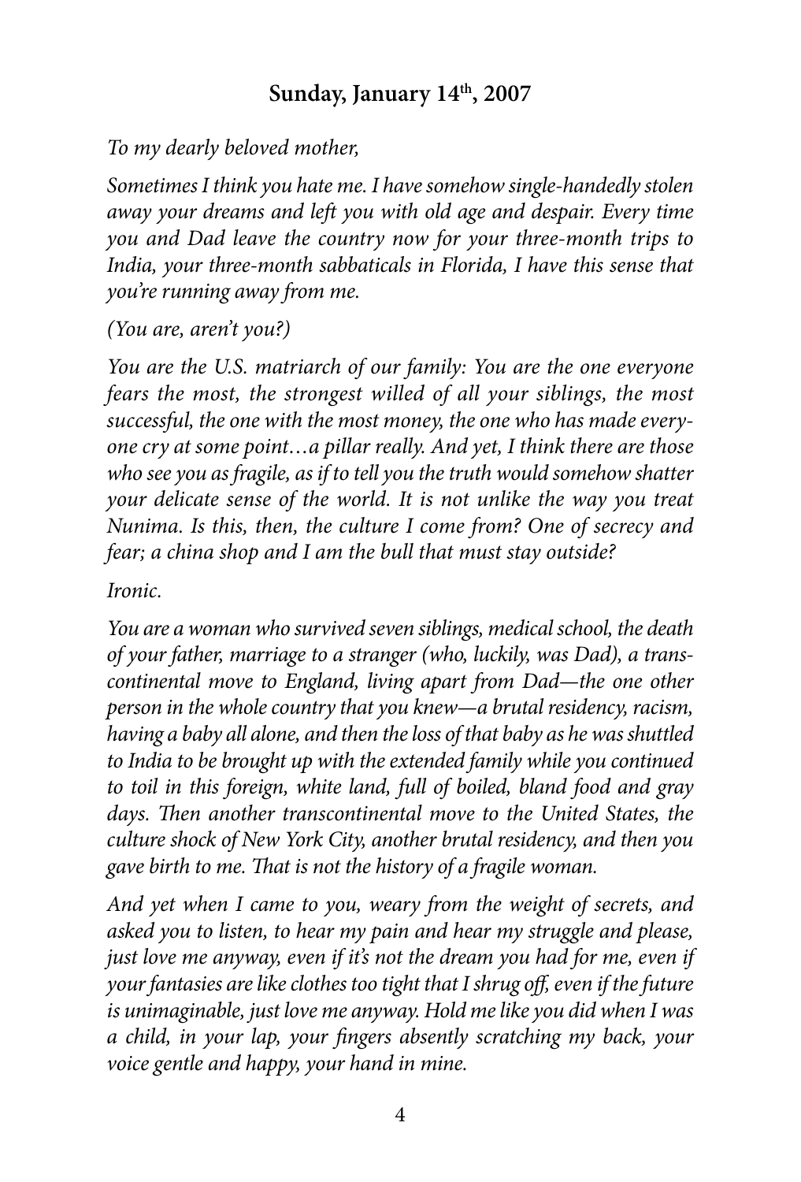## Sunday, January 14th, 2007

*To my dearly beloved mother,*

*Sometimes I think you hate me. I have somehow single-handedly stolen away your dreams and left you with old age and despair. Every time you and Dad leave the country now for your three-month trips to India, your three-month sabbaticals in Florida, I have this sense that you're running away from me.*

*(You are, aren't you?)*

*You are the U.S. matriarch of our family: You are the one everyone fears the most, the strongest willed of all your siblings, the most successful, the one with the most money, the one who has made everyone cry at some point…a pillar really. And yet, I think there are those who see you as fragile, as if to tell you the truth would somehow shatter your delicate sense of the world. It is not unlike the way you treat Nunima. Is this, then, the culture I come from? One of secrecy and fear; a china shop and I am the bull that must stay outside?*

*Ironic.*

*You are a woman who survived seven siblings, medical school, the death of your father, marriage to a stranger (who, luckily, was Dad), a transcontinental move to England, living apart from Dad—the one other person in the whole country that you knew—a brutal residency, racism, having a baby all alone, and then the loss of that baby as he was shuttled to India to be brought up with the extended family while you continued to toil in this foreign, white land, full of boiled, bland food and gray days. Then another transcontinental move to the United States, the culture shock of New York City, another brutal residency, and then you gave birth to me. That is not the history of a fragile woman.*

*And yet when I came to you, weary from the weight of secrets, and asked you to listen, to hear my pain and hear my struggle and please, just love me anyway, even if it's not the dream you had for me, even if your fantasies are like clothes too tight that I shrug off, even if the future is unimaginable, just love me anyway. Hold me like you did when I was a child, in your lap, your fingers absently scratching my back, your voice gentle and happy, your hand in mine.*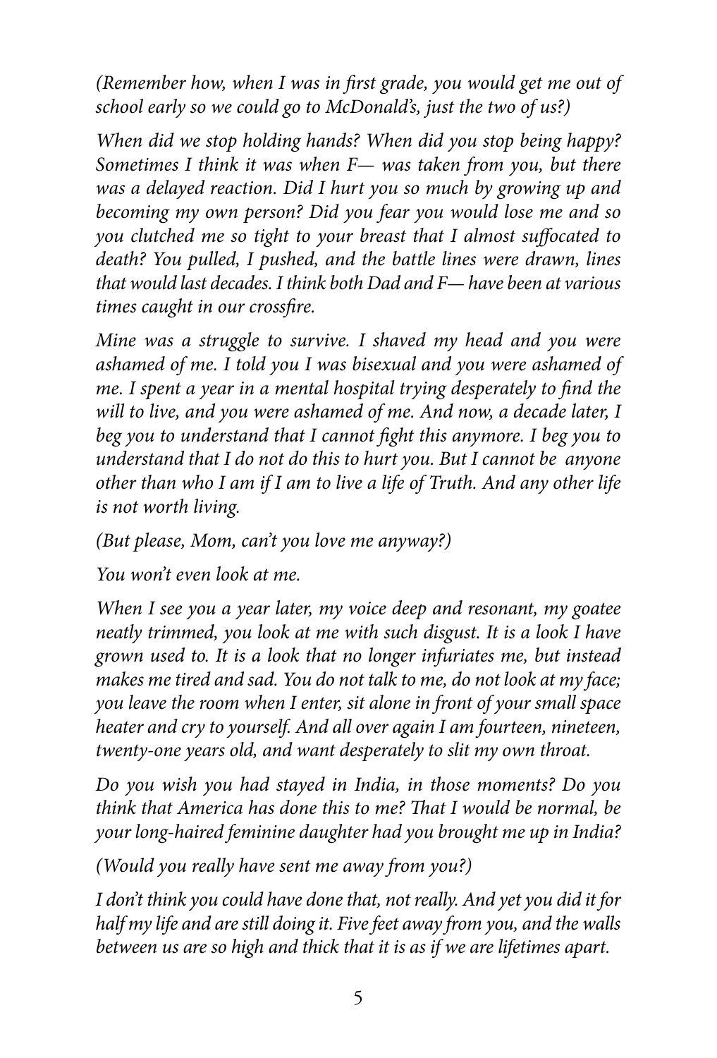*(Remember how, when I was in first grade, you would get me out of school early so we could go to McDonald's, just the two of us?)*

*When did we stop holding hands? When did you stop being happy? Sometimes I think it was when F— was taken from you, but there was a delayed reaction. Did I hurt you so much by growing up and becoming my own person? Did you fear you would lose me and so you clutched me so tight to your breast that I almost suffocated to death? You pulled, I pushed, and the battle lines were drawn, lines that would last decades. I think both Dad and F— have been at various times caught in our crossfire.*

*Mine was a struggle to survive. I shaved my head and you were ashamed of me. I told you I was bisexual and you were ashamed of me. I spent a year in a mental hospital trying desperately to find the will to live, and you were ashamed of me. And now, a decade later, I beg you to understand that I cannot fight this anymore. I beg you to understand that I do not do this to hurt you. But I cannot be anyone other than who I am if I am to live a life of Truth. And any other life is not worth living.*

*(But please, Mom, can't you love me anyway?)*

*You won't even look at me.*

*When I see you a year later, my voice deep and resonant, my goatee neatly trimmed, you look at me with such disgust. It is a look I have grown used to. It is a look that no longer infuriates me, but instead makes me tired and sad. You do not talk to me, do not look at my face; you leave the room when I enter, sit alone in front of your small space heater and cry to yourself. And all over again I am fourteen, nineteen, twenty-one years old, and want desperately to slit my own throat.*

*Do you wish you had stayed in India, in those moments? Do you think that America has done this to me? That I would be normal, be your long-haired feminine daughter had you brought me up in India?*

*(Would you really have sent me away from you?)*

*I don't think you could have done that, not really. And yet you did it for half my life and are still doing it. Five feet away from you, and the walls between us are so high and thick that it is as if we are lifetimes apart.*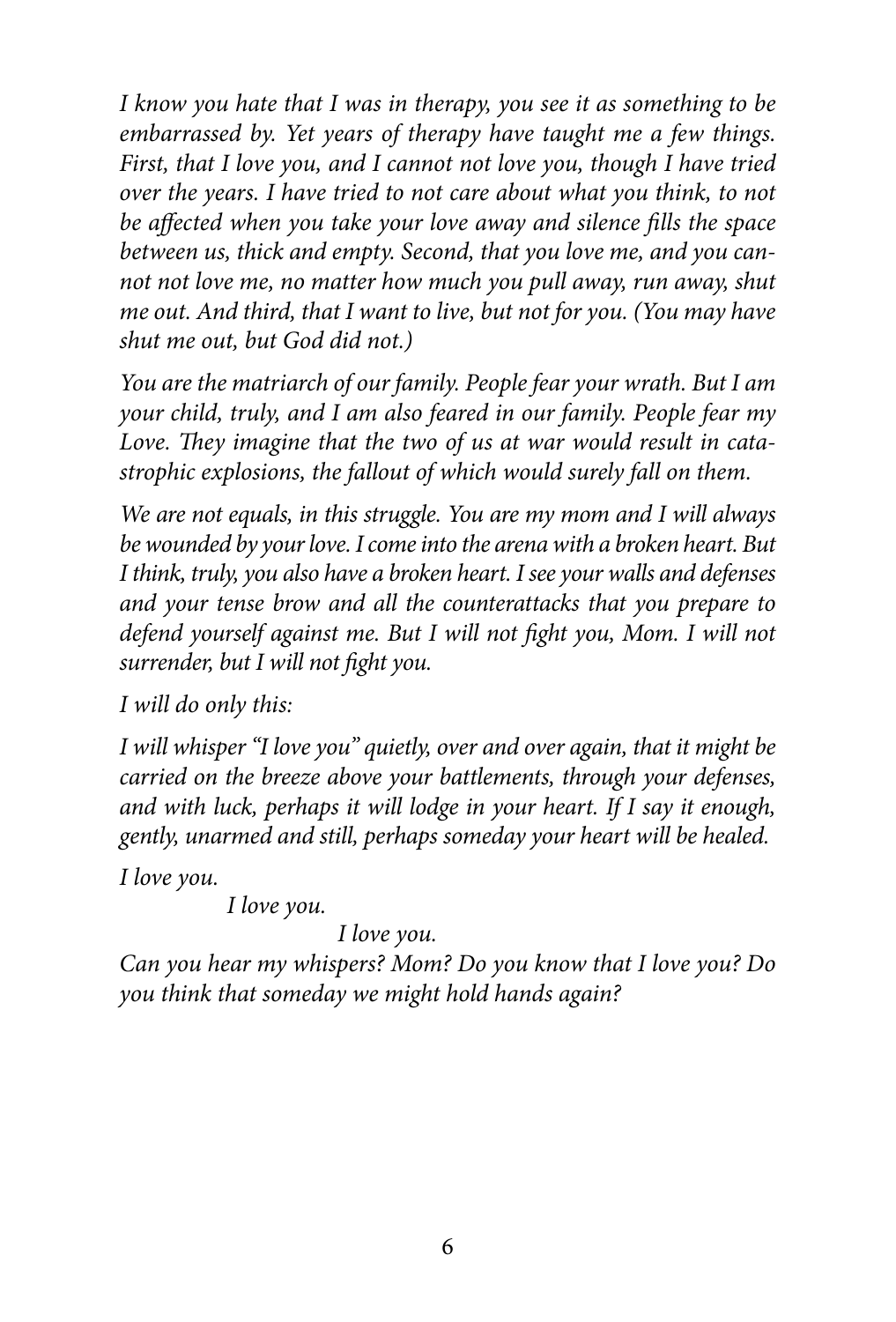*I know you hate that I was in therapy, you see it as something to be embarrassed by. Yet years of therapy have taught me a few things. First, that I love you, and I cannot not love you, though I have tried over the years. I have tried to not care about what you think, to not be affected when you take your love away and silence fills the space between us, thick and empty. Second, that you love me, and you cannot not love me, no matter how much you pull away, run away, shut me out. And third, that I want to live, but not for you. (You may have shut me out, but God did not.)*

*You are the matriarch of our family. People fear your wrath. But I am your child, truly, and I am also feared in our family. People fear my Love. They imagine that the two of us at war would result in catastrophic explosions, the fallout of which would surely fall on them.*

*We are not equals, in this struggle. You are my mom and I will always be wounded by your love. I come into the arena with a broken heart. But I think, truly, you also have a broken heart. I see your walls and defenses and your tense brow and all the counterattacks that you prepare to defend yourself against me. But I will not fight you, Mom. I will not surrender, but I will not fight you.*

*I will do only this:*

*I will whisper "I love you" quietly, over and over again, that it might be carried on the breeze above your battlements, through your defenses, and with luck, perhaps it will lodge in your heart. If I say it enough, gently, unarmed and still, perhaps someday your heart will be healed.*

*I love you.*

*I love you.*

*I love you.*

*Can you hear my whispers? Mom? Do you know that I love you? Do you think that someday we might hold hands again?*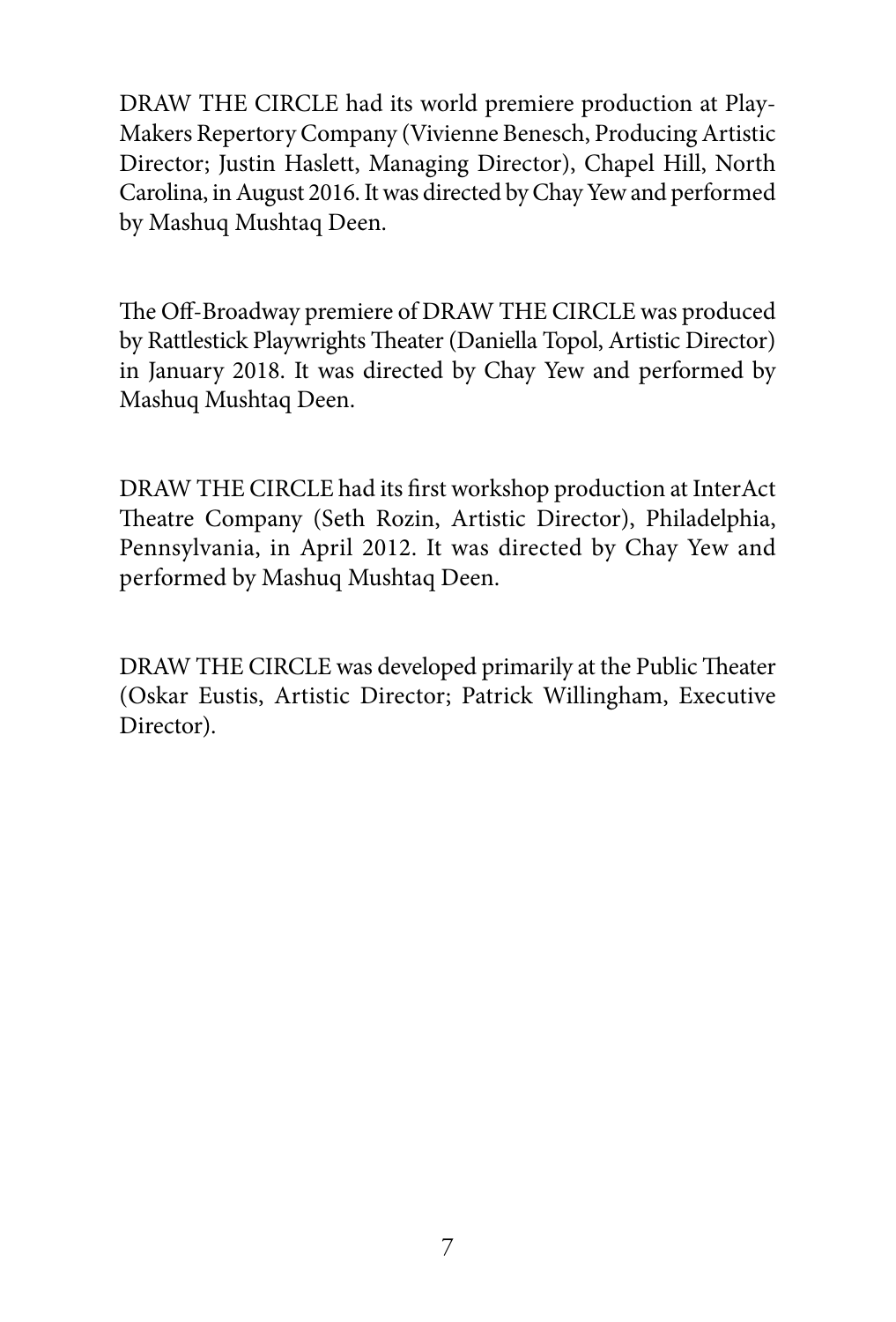DRAW THE CIRCLE had its world premiere production at PlayMakers Repertory Company (Vivienne Benesch, Producing Artistic Director; Justin Haslett, Managing Director), Chapel Hill, North Carolina, in August 2016. It was directed by Chay Yew and performed by Mashuq Mushtaq Deen.

The Off-Broadway premiere of DRAW THE CIRCLE was produced by Rattlestick Playwrights Theater (Daniella Topol, Artistic Director) in January 2018. It was directed by Chay Yew and performed by Mashuq Mushtaq Deen.

DRAW THE CIRCLE had its first workshop production at InterAct Theatre Company (Seth Rozin, Artistic Director), Philadelphia, Pennsylvania, in April 2012. It was directed by Chay Yew and performed by Mashuq Mushtaq Deen.

DRAW THE CIRCLE was developed primarily at the Public Theater (Oskar Eustis, Artistic Director; Patrick Willingham, Executive Director).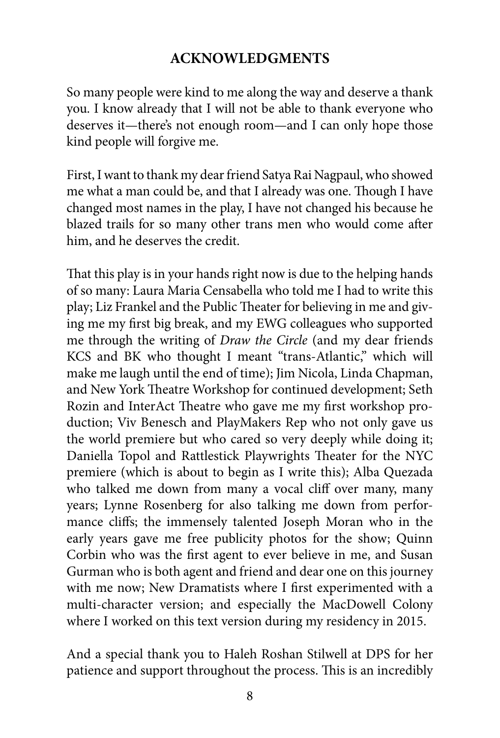## ACKNOWLEDGMENTS

So many people were kind to me along the way and deserve a thank you. I know already that I will not be able to thank everyone who deserves it—there's not enough room—and I can only hope those kind people will forgive me.

First, I want to thank my dear friend Satya Rai Nagpaul, who showed me what a man could be, and that I already was one. Though I have changed most names in the play, I have not changed his because he blazed trails for so many other trans men who would come after him, and he deserves the credit.

That this play is in your hands right now is due to the helping hands of so many: Laura Maria Censabella who told me I had to write this play; Liz Frankel and the Public Theater for believing in me and giving me my first big break, and my EWG colleagues who supported me through the writing of *Draw the Circle* (and my dear friends KCS and BK who thought I meant "trans-Atlantic," which will make me laugh until the end of time); Jim Nicola, Linda Chapman, and New York Theatre Workshop for continued development; Seth Rozin and InterAct Theatre who gave me my first workshop production; Viv Benesch and PlayMakers Rep who not only gave us the world premiere but who cared so very deeply while doing it; Daniella Topol and Rattlestick Playwrights Theater for the NYC premiere (which is about to begin as I write this); Alba Quezada who talked me down from many a vocal cliff over many, many years; Lynne Rosenberg for also talking me down from performance cliffs; the immensely talented Joseph Moran who in the early years gave me free publicity photos for the show; Quinn Corbin who was the first agent to ever believe in me, and Susan Gurman who is both agent and friend and dear one on this journey with me now; New Dramatists where I first experimented with a multi-character version; and especially the MacDowell Colony where I worked on this text version during my residency in 2015.

And a special thank you to Haleh Roshan Stilwell at DPS for her patience and support throughout the process. This is an incredibly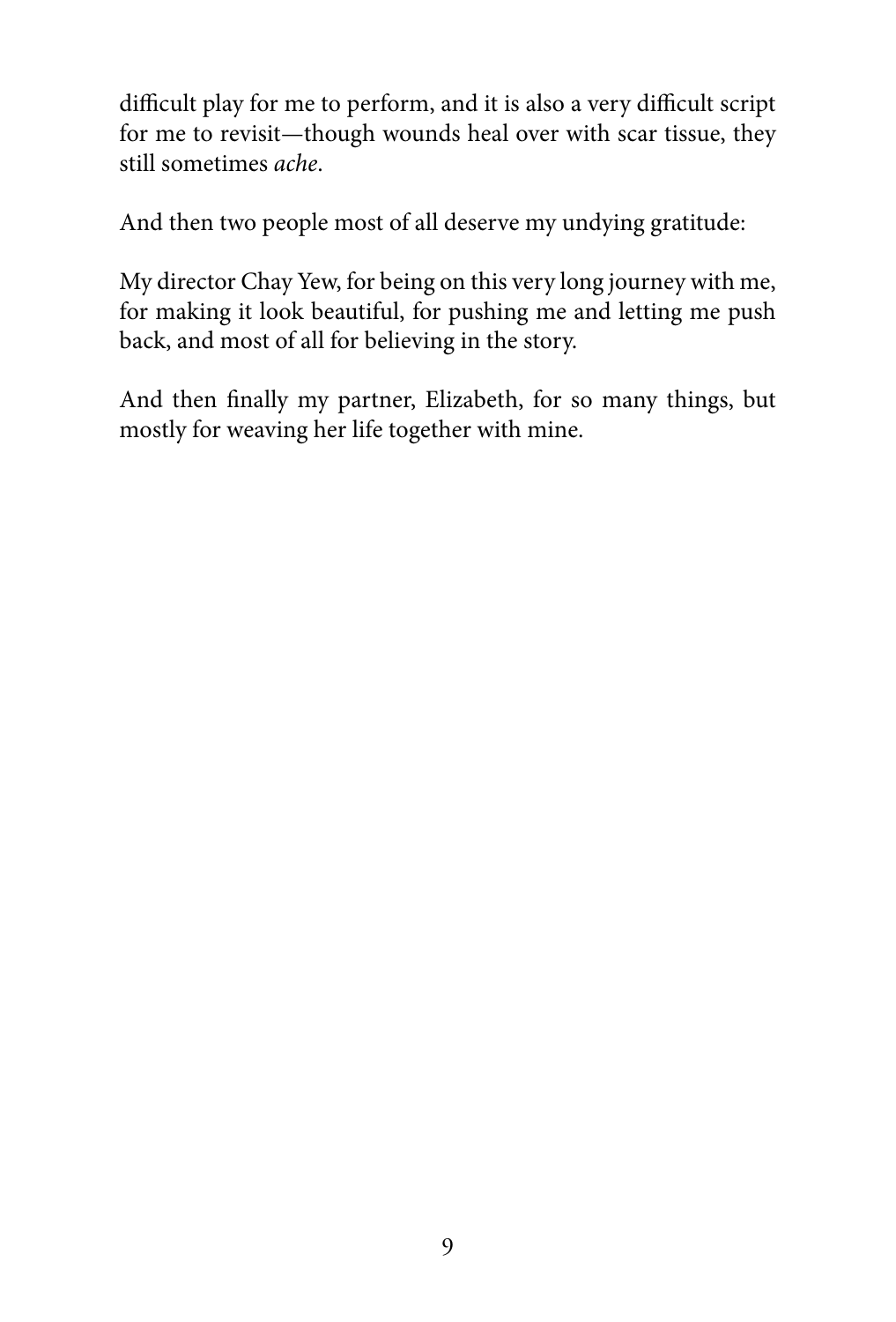difficult play for me to perform, and it is also a very difficult script for me to revisit—though wounds heal over with scar tissue, they still sometimes *ache*.

And then two people most of all deserve my undying gratitude:

My director Chay Yew, for being on this very long journey with me, for making it look beautiful, for pushing me and letting me push back, and most of all for believing in the story.

And then finally my partner, Elizabeth, for so many things, but mostly for weaving her life together with mine.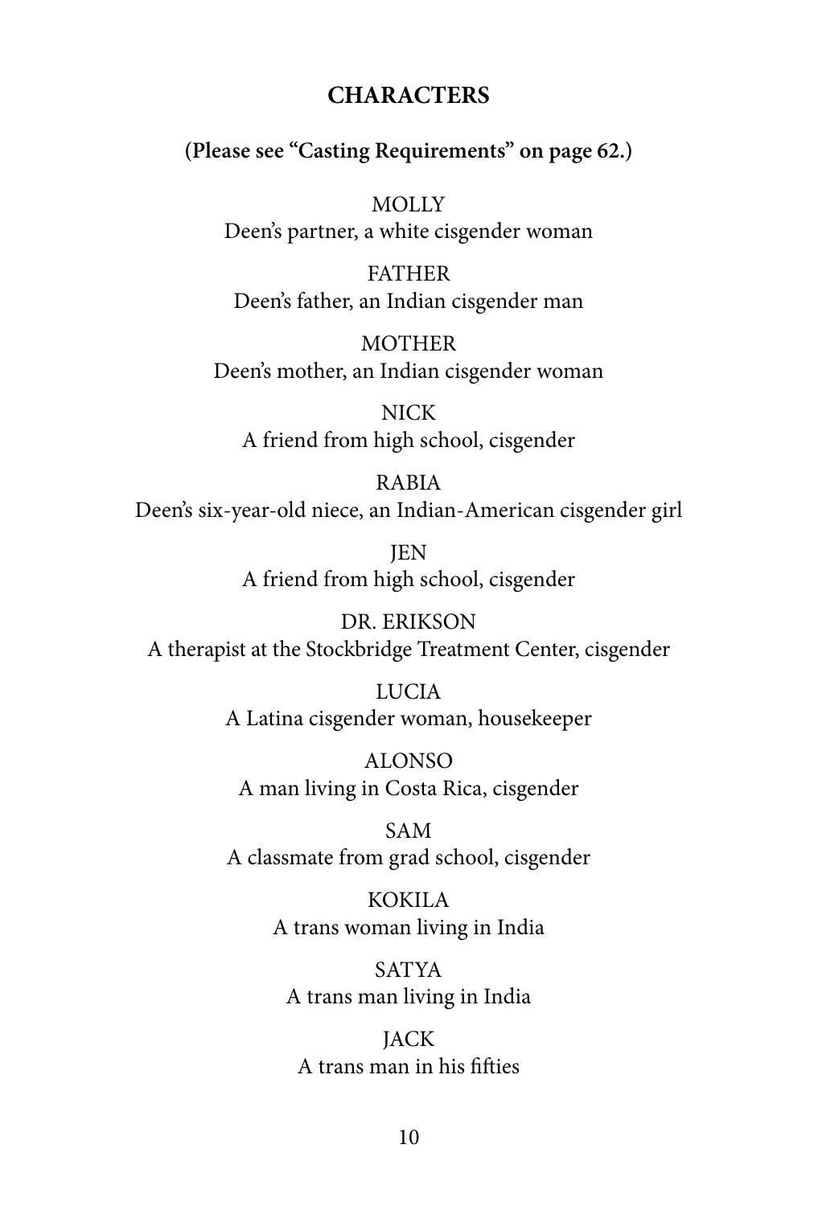## CHARACTERS

**(Please see "Casting Requirements" on page 62.)**

MOLLY
Deen's partner, a white cisgender woman

FATHER
Deen's father, an Indian cisgender man

MOTHER
Deen's mother, an Indian cisgender woman

NICK
A friend from high school, cisgender

RABIA
Deen's six-year-old niece, an Indian-American cisgender girl

JEN
A friend from high school, cisgender

DR. ERIKSON
A therapist at the Stockbridge Treatment Center, cisgender

LUCIA
A Latina cisgender woman, housekeeper

ALONSO
A man living in Costa Rica, cisgender

SAM
A classmate from grad school, cisgender

KOKILA
A trans woman living in India

SATYA
A trans man living in India

JACK
A trans man in his fifties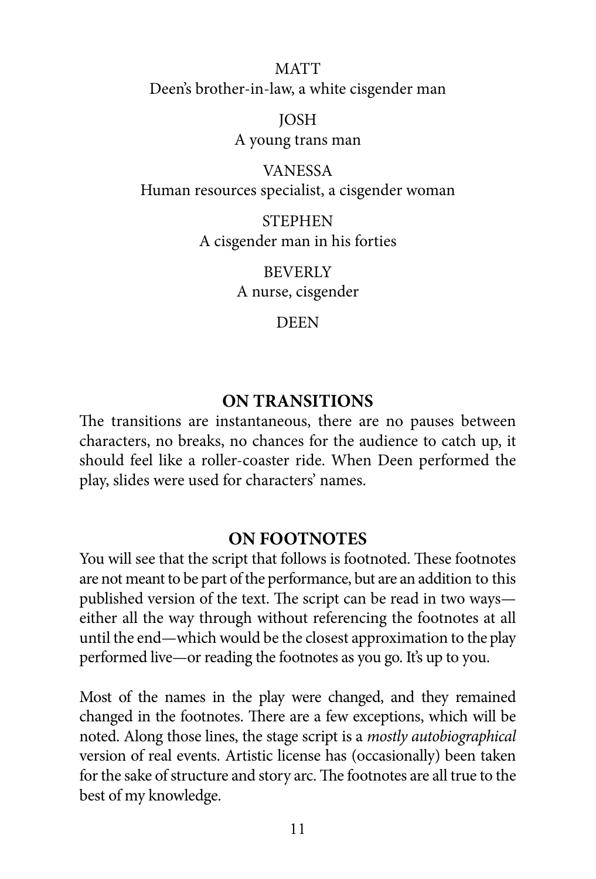MATT
Deen's brother-in-law, a white cisgender man

JOSH
A young trans man

VANESSA
Human resources specialist, a cisgender woman

STEPHEN
A cisgender man in his forties

BEVERLY
A nurse, cisgender

DEEN

## ON TRANSITIONS

The transitions are instantaneous, there are no pauses between characters, no breaks, no chances for the audience to catch up, it should feel like a roller-coaster ride. When Deen performed the play, slides were used for characters' names.

## ON FOOTNOTES

You will see that the script that follows is footnoted. These footnotes are not meant to be part of the performance, but are an addition to this published version of the text. The script can be read in two ways—either all the way through without referencing the footnotes at all until the end—which would be the closest approximation to the play performed live—or reading the footnotes as you go. It's up to you.

Most of the names in the play were changed, and they remained changed in the footnotes. There are a few exceptions, which will be noted. Along those lines, the stage script is a *mostly autobiographical* version of real events. Artistic license has (occasionally) been taken for the sake of structure and story arc. The footnotes are all true to the best of my knowledge.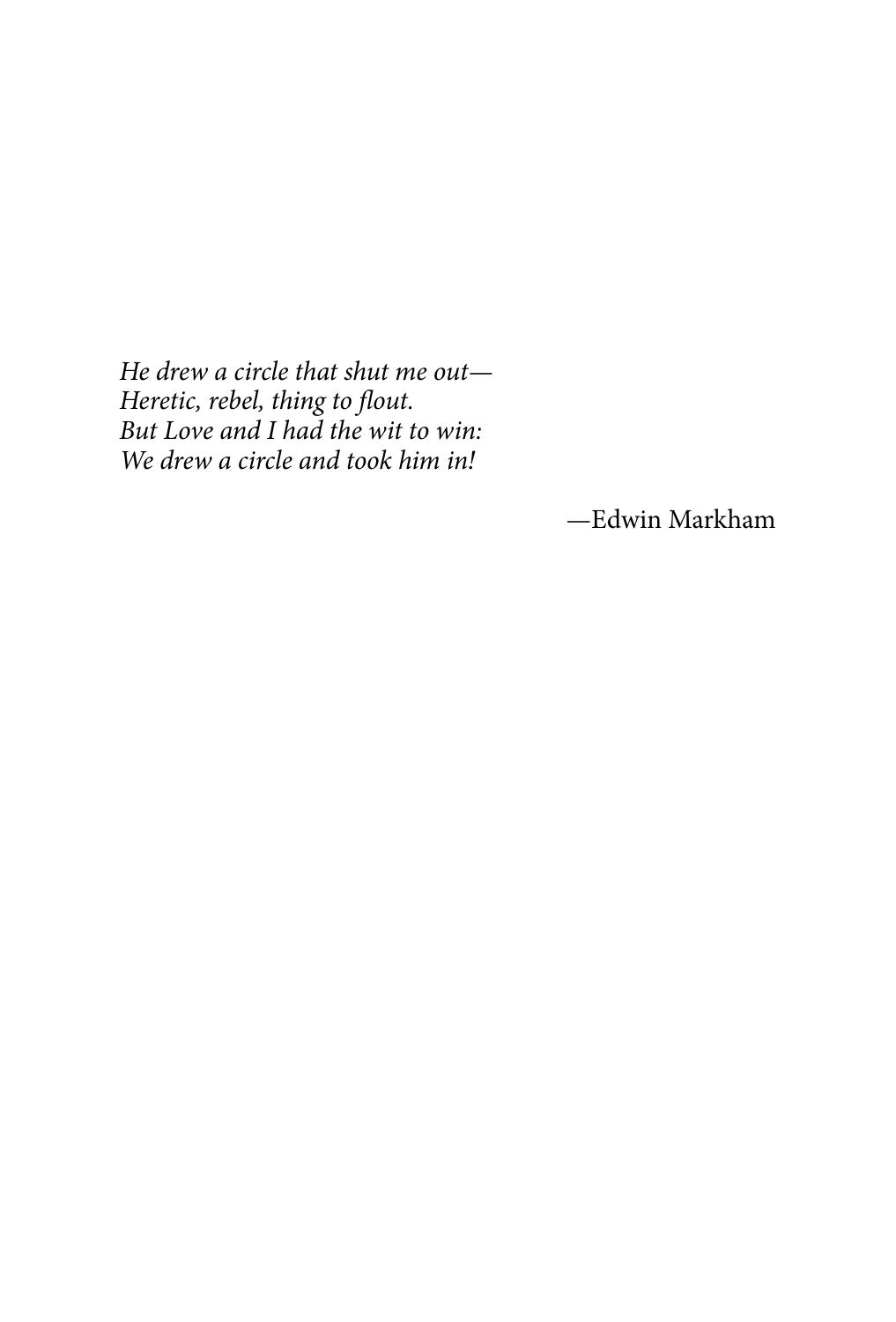*He drew a circle that shut me out—*
*Heretic, rebel, thing to flout.*
*But Love and I had the wit to win:*
*We drew a circle and took him in!*

—Edwin Markham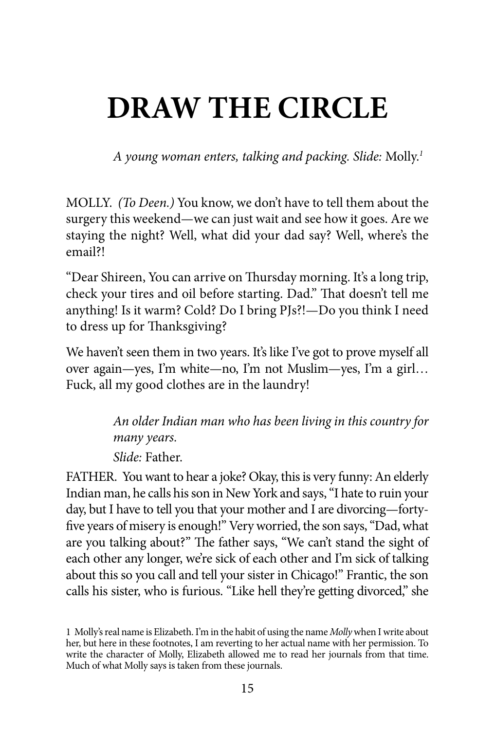# DRAW THE CIRCLE

*A young woman enters, talking and packing. Slide:* Molly.[1]

MOLLY. *(To Deen.)* You know, we don't have to tell them about the surgery this weekend—we can just wait and see how it goes. Are we staying the night? Well, what did your dad say? Well, where's the email?!

"Dear Shireen, You can arrive on Thursday morning. It's a long trip, check your tires and oil before starting. Dad." That doesn't tell me anything! Is it warm? Cold? Do I bring PJs?!—Do you think I need to dress up for Thanksgiving?

We haven't seen them in two years. It's like I've got to prove myself all over again—yes, I'm white—no, I'm not Muslim—yes, I'm a girl… Fuck, all my good clothes are in the laundry!

*An older Indian man who has been living in this country for many years.*

*Slide:* Father.

FATHER. You want to hear a joke? Okay, this is very funny: An elderly Indian man, he calls his son in New York and says, "I hate to ruin your day, but I have to tell you that your mother and I are divorcing—forty-five years of misery is enough!" Very worried, the son says, "Dad, what are you talking about?" The father says, "We can't stand the sight of each other any longer, we're sick of each other and I'm sick of talking about this so you call and tell your sister in Chicago!" Frantic, the son calls his sister, who is furious. "Like hell they're getting divorced," she

1 Molly's real name is Elizabeth. I'm in the habit of using the name *Molly* when I write about her, but here in these footnotes, I am reverting to her actual name with her permission. To write the character of Molly, Elizabeth allowed me to read her journals from that time. Much of what Molly says is taken from these journals.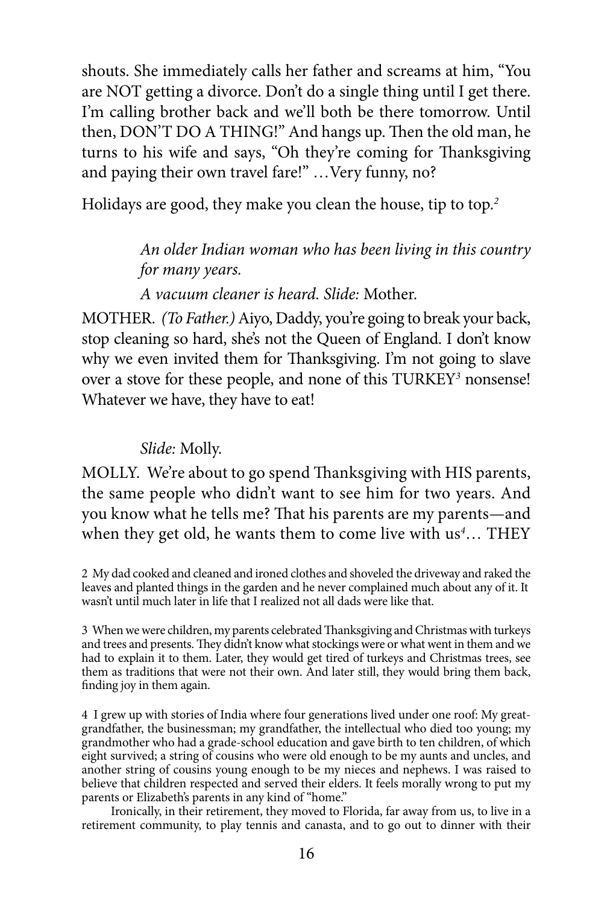shouts. She immediately calls her father and screams at him, "You are NOT getting a divorce. Don't do a single thing until I get there. I'm calling brother back and we'll both be there tomorrow. Until then, DON'T DO A THING!" And hangs up. Then the old man, he turns to his wife and says, "Oh they're coming for Thanksgiving and paying their own travel fare!" …Very funny, no?

Holidays are good, they make you clean the house, tip to top.[2]

*An older Indian woman who has been living in this country for many years.*

*A vacuum cleaner is heard. Slide:* Mother.

MOTHER. *(To Father.)* Aiyo, Daddy, you're going to break your back, stop cleaning so hard, she's not the Queen of England. I don't know why we even invited them for Thanksgiving. I'm not going to slave over a stove for these people, and none of this TURKEY[3] nonsense! Whatever we have, they have to eat!

*Slide:* Molly.

MOLLY. We're about to go spend Thanksgiving with HIS parents, the same people who didn't want to see him for two years. And you know what he tells me? That his parents are my parents—and when they get old, he wants them to come live with us[4]… THEY

2 My dad cooked and cleaned and ironed clothes and shoveled the driveway and raked the leaves and planted things in the garden and he never complained much about any of it. It wasn't until much later in life that I realized not all dads were like that.

3 When we were children, my parents celebrated Thanksgiving and Christmas with turkeys and trees and presents. They didn't know what stockings were or what went in them and we had to explain it to them. Later, they would get tired of turkeys and Christmas trees, see them as traditions that were not their own. And later still, they would bring them back, finding joy in them again.

4 I grew up with stories of India where four generations lived under one roof: My great-grandfather, the businessman; my grandfather, the intellectual who died too young; my grandmother who had a grade-school education and gave birth to ten children, of which eight survived; a string of cousins who were old enough to be my aunts and uncles, and another string of cousins young enough to be my nieces and nephews. I was raised to believe that children respected and served their elders. It feels morally wrong to put my parents or Elizabeth's parents in any kind of "home."

Ironically, in their retirement, they moved to Florida, far away from us, to live in a retirement community, to play tennis and canasta, and to go out to dinner with their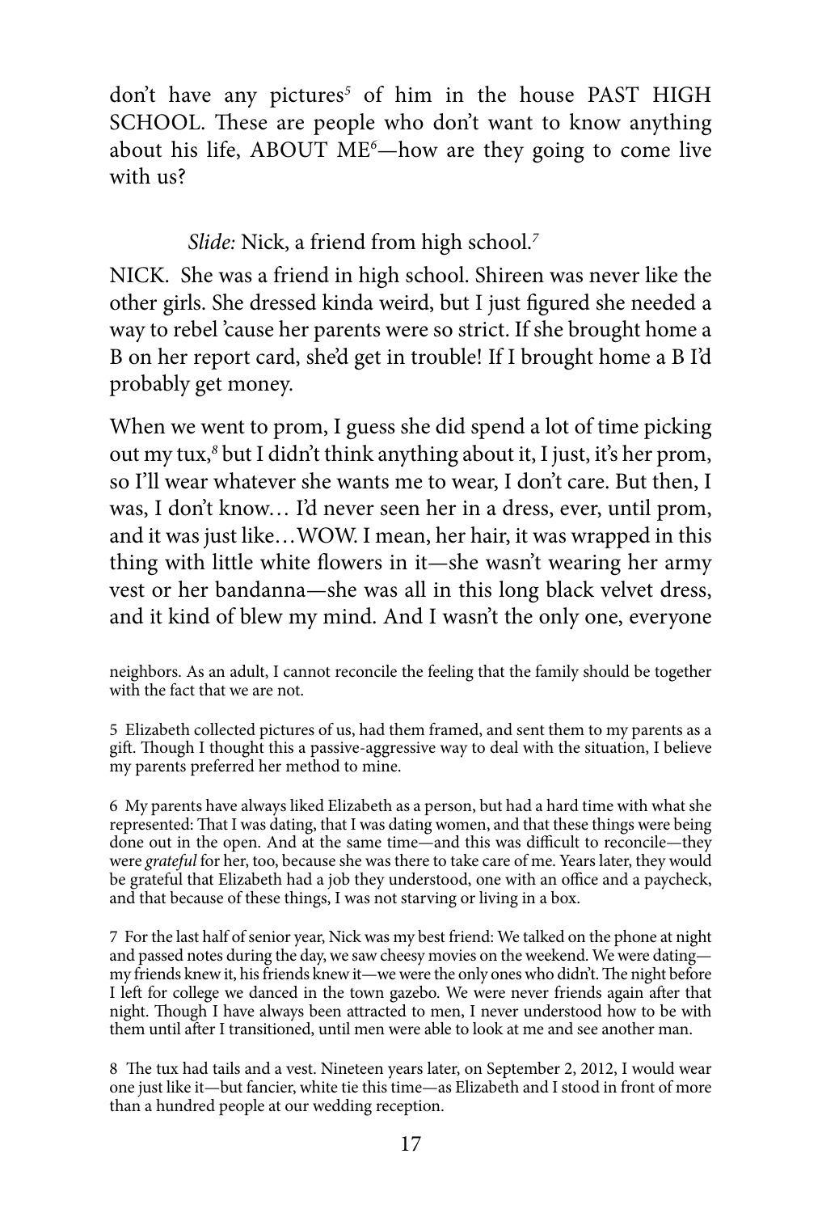don't have any pictures[5] of him in the house PAST HIGH SCHOOL. These are people who don't want to know anything about his life, ABOUT ME[6]—how are they going to come live with us?

*Slide:* Nick, a friend from high school.[7]

NICK. She was a friend in high school. Shireen was never like the other girls. She dressed kinda weird, but I just figured she needed a way to rebel 'cause her parents were so strict. If she brought home a B on her report card, she'd get in trouble! If I brought home a B I'd probably get money.

When we went to prom, I guess she did spend a lot of time picking out my tux,[8] but I didn't think anything about it, I just, it's her prom, so I'll wear whatever she wants me to wear, I don't care. But then, I was, I don't know… I'd never seen her in a dress, ever, until prom, and it was just like…WOW. I mean, her hair, it was wrapped in this thing with little white flowers in it—she wasn't wearing her army vest or her bandanna—she was all in this long black velvet dress, and it kind of blew my mind. And I wasn't the only one, everyone

neighbors. As an adult, I cannot reconcile the feeling that the family should be together with the fact that we are not.

5 Elizabeth collected pictures of us, had them framed, and sent them to my parents as a gift. Though I thought this a passive-aggressive way to deal with the situation, I believe my parents preferred her method to mine.

6 My parents have always liked Elizabeth as a person, but had a hard time with what she represented: That I was dating, that I was dating women, and that these things were being done out in the open. And at the same time—and this was difficult to reconcile—they were *grateful* for her, too, because she was there to take care of me. Years later, they would be grateful that Elizabeth had a job they understood, one with an office and a paycheck, and that because of these things, I was not starving or living in a box.

7 For the last half of senior year, Nick was my best friend: We talked on the phone at night and passed notes during the day, we saw cheesy movies on the weekend. We were dating—my friends knew it, his friends knew it—we were the only ones who didn't. The night before I left for college we danced in the town gazebo. We were never friends again after that night. Though I have always been attracted to men, I never understood how to be with them until after I transitioned, until men were able to look at me and see another man.

8 The tux had tails and a vest. Nineteen years later, on September 2, 2012, I would wear one just like it—but fancier, white tie this time—as Elizabeth and I stood in front of more than a hundred people at our wedding reception.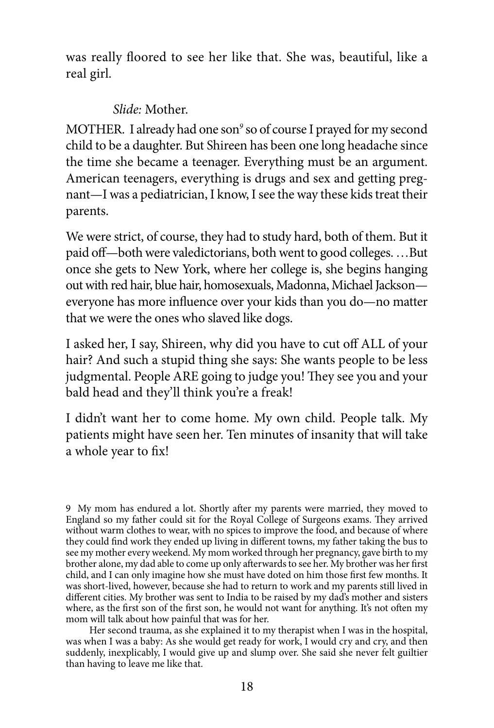was really floored to see her like that. She was, beautiful, like a real girl.

*Slide:* Mother.

MOTHER. I already had one son[9] so of course I prayed for my second child to be a daughter. But Shireen has been one long headache since the time she became a teenager. Everything must be an argument. American teenagers, everything is drugs and sex and getting pregnant—I was a pediatrician, I know, I see the way these kids treat their parents.

We were strict, of course, they had to study hard, both of them. But it paid off—both were valedictorians, both went to good colleges. …But once she gets to New York, where her college is, she begins hanging out with red hair, blue hair, homosexuals, Madonna, Michael Jackson—everyone has more influence over your kids than you do—no matter that we were the ones who slaved like dogs.

I asked her, I say, Shireen, why did you have to cut off ALL of your hair? And such a stupid thing she says: She wants people to be less judgmental. People ARE going to judge you! They see you and your bald head and they'll think you're a freak!

I didn't want her to come home. My own child. People talk. My patients might have seen her. Ten minutes of insanity that will take a whole year to fix!

---

9 My mom has endured a lot. Shortly after my parents were married, they moved to England so my father could sit for the Royal College of Surgeons exams. They arrived without warm clothes to wear, with no spices to improve the food, and because of where they could find work they ended up living in different towns, my father taking the bus to see my mother every weekend. My mom worked through her pregnancy, gave birth to my brother alone, my dad able to come up only afterwards to see her. My brother was her first child, and I can only imagine how she must have doted on him those first few months. It was short-lived, however, because she had to return to work and my parents still lived in different cities. My brother was sent to India to be raised by my dad's mother and sisters where, as the first son of the first son, he would not want for anything. It's not often my mom will talk about how painful that was for her.

Her second trauma, as she explained it to my therapist when I was in the hospital, was when I was a baby: As she would get ready for work, I would cry and cry, and then suddenly, inexplicably, I would give up and slump over. She said she never felt guiltier than having to leave me like that.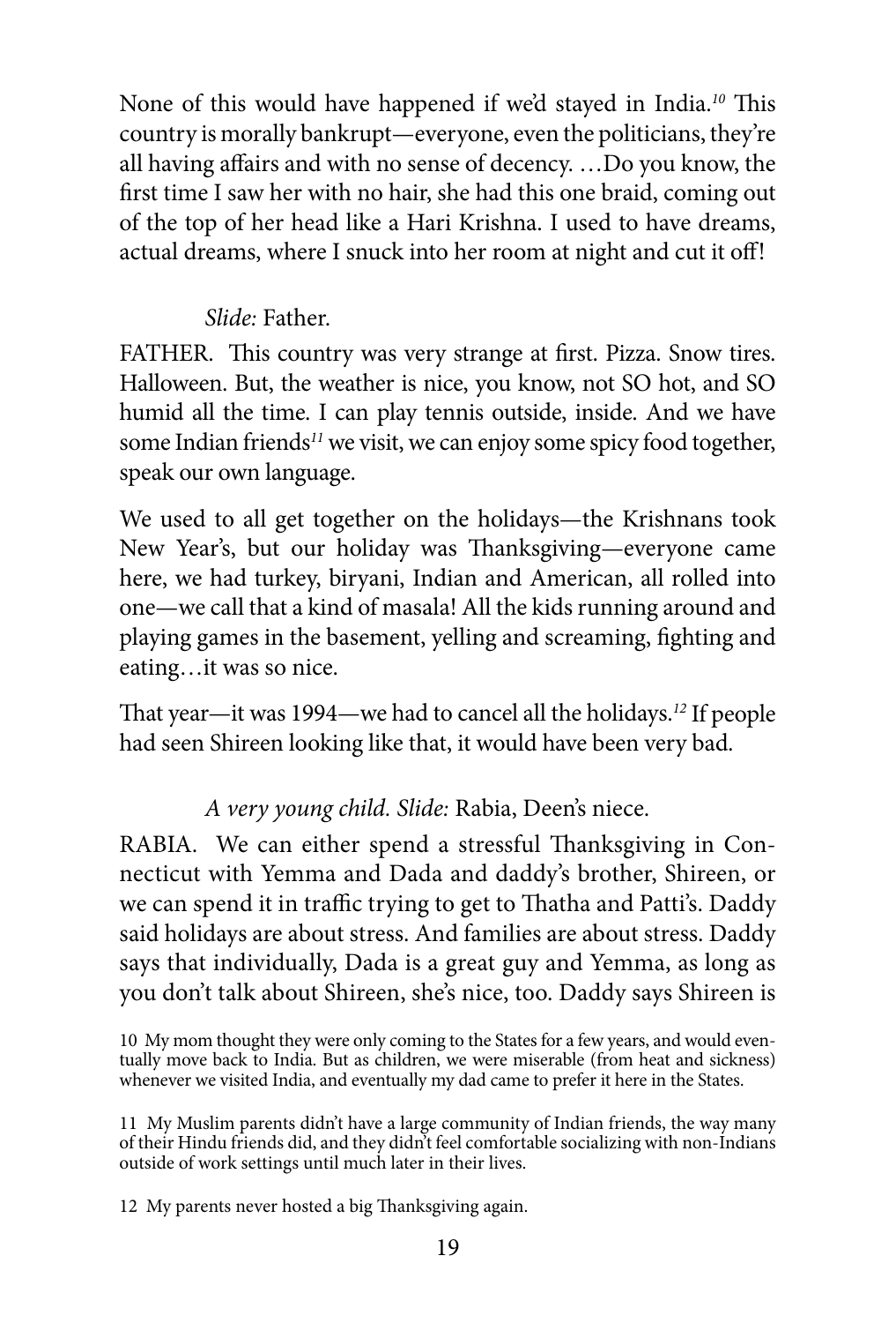None of this would have happened if we'd stayed in India.[10] This country is morally bankrupt—everyone, even the politicians, they're all having affairs and with no sense of decency. …Do you know, the first time I saw her with no hair, she had this one braid, coming out of the top of her head like a Hari Krishna. I used to have dreams, actual dreams, where I snuck into her room at night and cut it off!

*Slide:* Father.

FATHER. This country was very strange at first. Pizza. Snow tires. Halloween. But, the weather is nice, you know, not SO hot, and SO humid all the time. I can play tennis outside, inside. And we have some Indian friends[11] we visit, we can enjoy some spicy food together, speak our own language.

We used to all get together on the holidays—the Krishnans took New Year's, but our holiday was Thanksgiving—everyone came here, we had turkey, biryani, Indian and American, all rolled into one—we call that a kind of masala! All the kids running around and playing games in the basement, yelling and screaming, fighting and eating…it was so nice.

That year—it was 1994—we had to cancel all the holidays.[12] If people had seen Shireen looking like that, it would have been very bad.

*A very young child. Slide:* Rabia, Deen's niece.

RABIA. We can either spend a stressful Thanksgiving in Connecticut with Yemma and Dada and daddy's brother, Shireen, or we can spend it in traffic trying to get to Thatha and Patti's. Daddy said holidays are about stress. And families are about stress. Daddy says that individually, Dada is a great guy and Yemma, as long as you don't talk about Shireen, she's nice, too. Daddy says Shireen is

10 My mom thought they were only coming to the States for a few years, and would eventually move back to India. But as children, we were miserable (from heat and sickness) whenever we visited India, and eventually my dad came to prefer it here in the States.

11 My Muslim parents didn't have a large community of Indian friends, the way many of their Hindu friends did, and they didn't feel comfortable socializing with non-Indians outside of work settings until much later in their lives.

12 My parents never hosted a big Thanksgiving again.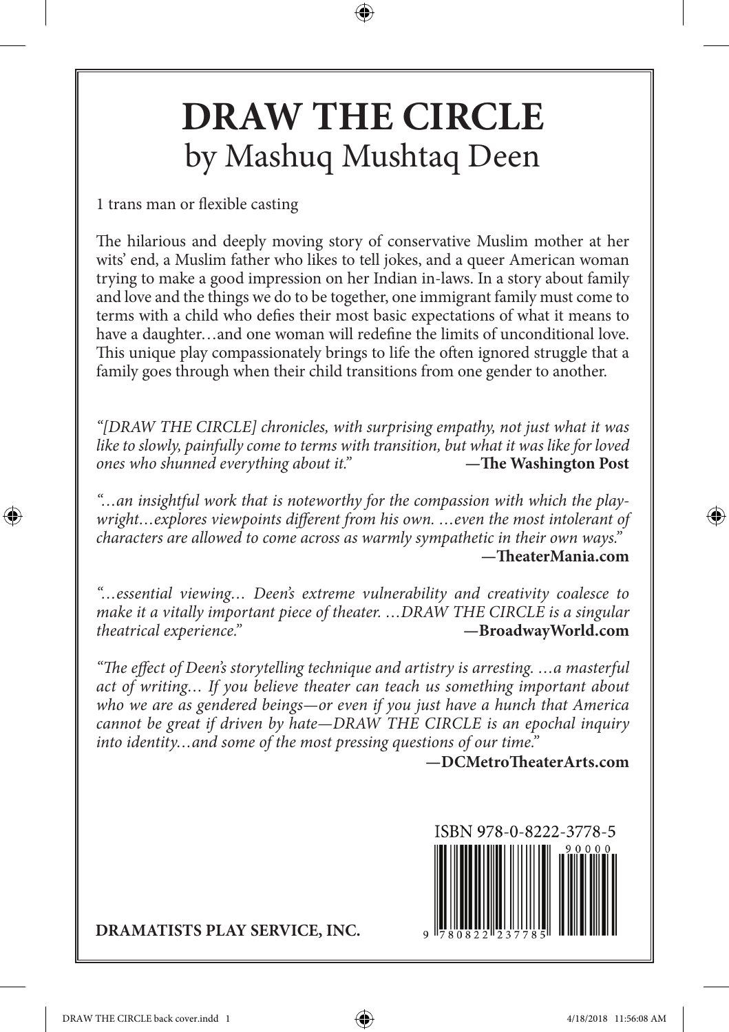# DRAW THE CIRCLE

## by Mashuq Mushtaq Deen

1 trans man or flexible casting

The hilarious and deeply moving story of conservative Muslim mother at her wits' end, a Muslim father who likes to tell jokes, and a queer American woman trying to make a good impression on her Indian in-laws. In a story about family and love and the things we do to be together, one immigrant family must come to terms with a child who defies their most basic expectations of what it means to have a daughter…and one woman will redefine the limits of unconditional love. This unique play compassionately brings to life the often ignored struggle that a family goes through when their child transitions from one gender to another.

*"[DRAW THE CIRCLE] chronicles, with surprising empathy, not just what it was like to slowly, painfully come to terms with transition, but what it was like for loved ones who shunned everything about it."* **—The Washington Post**

*"…an insightful work that is noteworthy for the compassion with which the playwright…explores viewpoints different from his own. …even the most intolerant of characters are allowed to come across as warmly sympathetic in their own ways."* **—TheaterMania.com**

*"…essential viewing… Deen's extreme vulnerability and creativity coalesce to make it a vitally important piece of theater. …DRAW THE CIRCLE is a singular theatrical experience."* **—BroadwayWorld.com**

*"The effect of Deen's storytelling technique and artistry is arresting. …a masterful act of writing… If you believe theater can teach us something important about who we are as gendered beings—or even if you just have a hunch that America cannot be great if driven by hate—DRAW THE CIRCLE is an epochal inquiry into identity…and some of the most pressing questions of our time."* **—DCMetroTheaterArts.com**

ISBN 978-0-8222-3778-5

90000

9 780822 237785

**DRAMATISTS PLAY SERVICE, INC.**